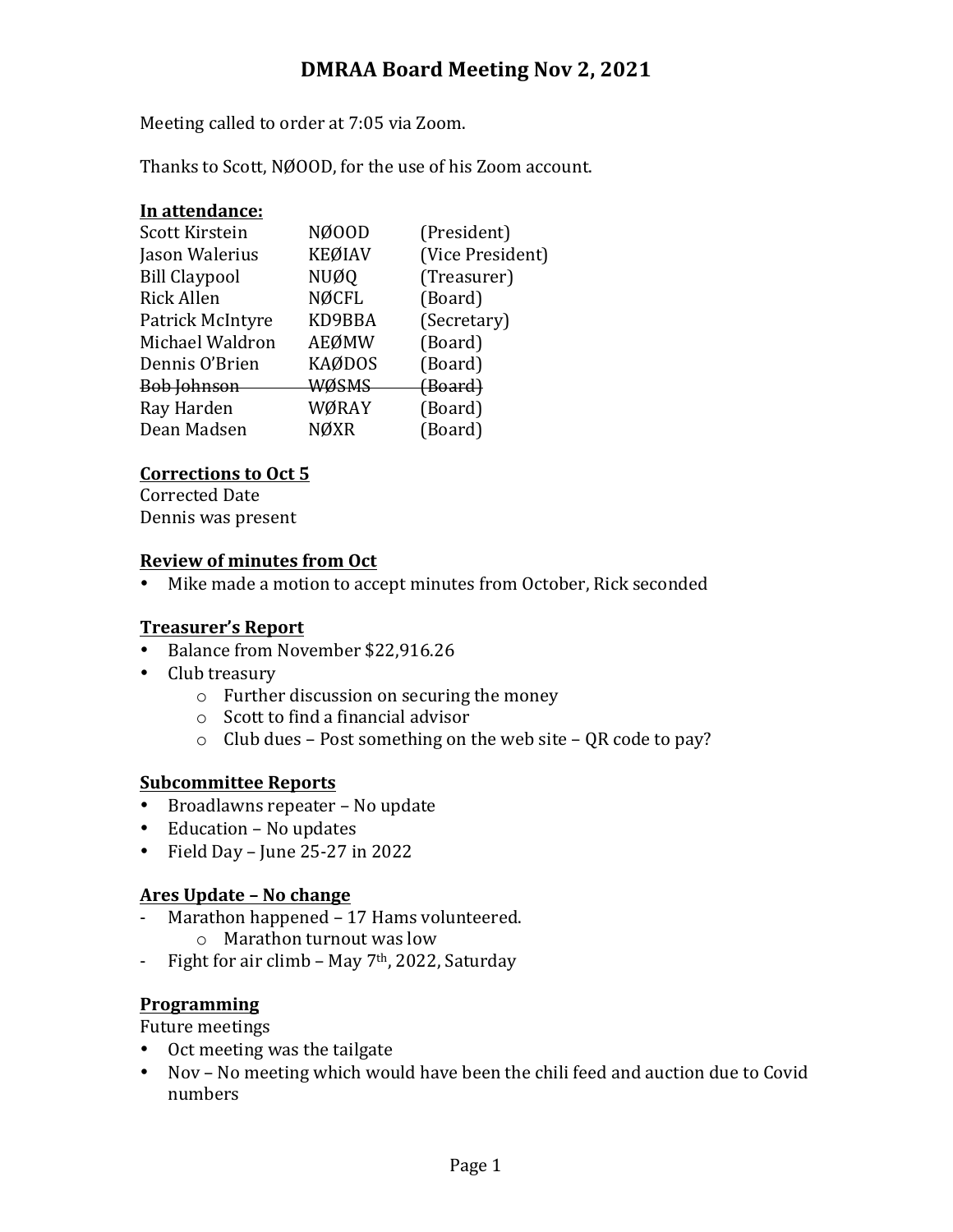# DMRAA Board Meeting Nov 2, 2021

Meeting called to order at 7:05 via Zoom.

Thanks to Scott, NØOOD, for the use of his Zoom account.

**In attendance:**

| | | |
|---|---|---|
| Scott Kirstein | NØOOD | (President) |
| Jason Walerius | KEØIAV | (Vice President) |
| Bill Claypool | NUØQ | (Treasurer) |
| Rick Allen | NØCFL | (Board) |
| Patrick McIntyre | KD9BBA | (Secretary) |
| Michael Waldron | AEØMW | (Board) |
| Dennis O'Brien | KAØDOS | (Board) |
| ~~Bob Johnson~~ | ~~WØSMS~~ | ~~(Board)~~ |
| Ray Harden | WØRAY | (Board) |
| Dean Madsen | NØXR | (Board) |

**Corrections to Oct 5**

Corrected Date

Dennis was present

**Review of minutes from Oct**

- Mike made a motion to accept minutes from October, Rick seconded

**Treasurer's Report**

- Balance from November $22,916.26
- Club treasury
  - Further discussion on securing the money
  - Scott to find a financial advisor
  - Club dues – Post something on the web site – QR code to pay?

**Subcommittee Reports**

- Broadlawns repeater – No update
- Education – No updates
- Field Day – June 25-27 in 2022

**Ares Update – No change**

- Marathon happened – 17 Hams volunteered.
  - Marathon turnout was low
- Fight for air climb – May 7th, 2022, Saturday

**Programming**

Future meetings

- Oct meeting was the tailgate
- Nov – No meeting which would have been the chili feed and auction due to Covid numbers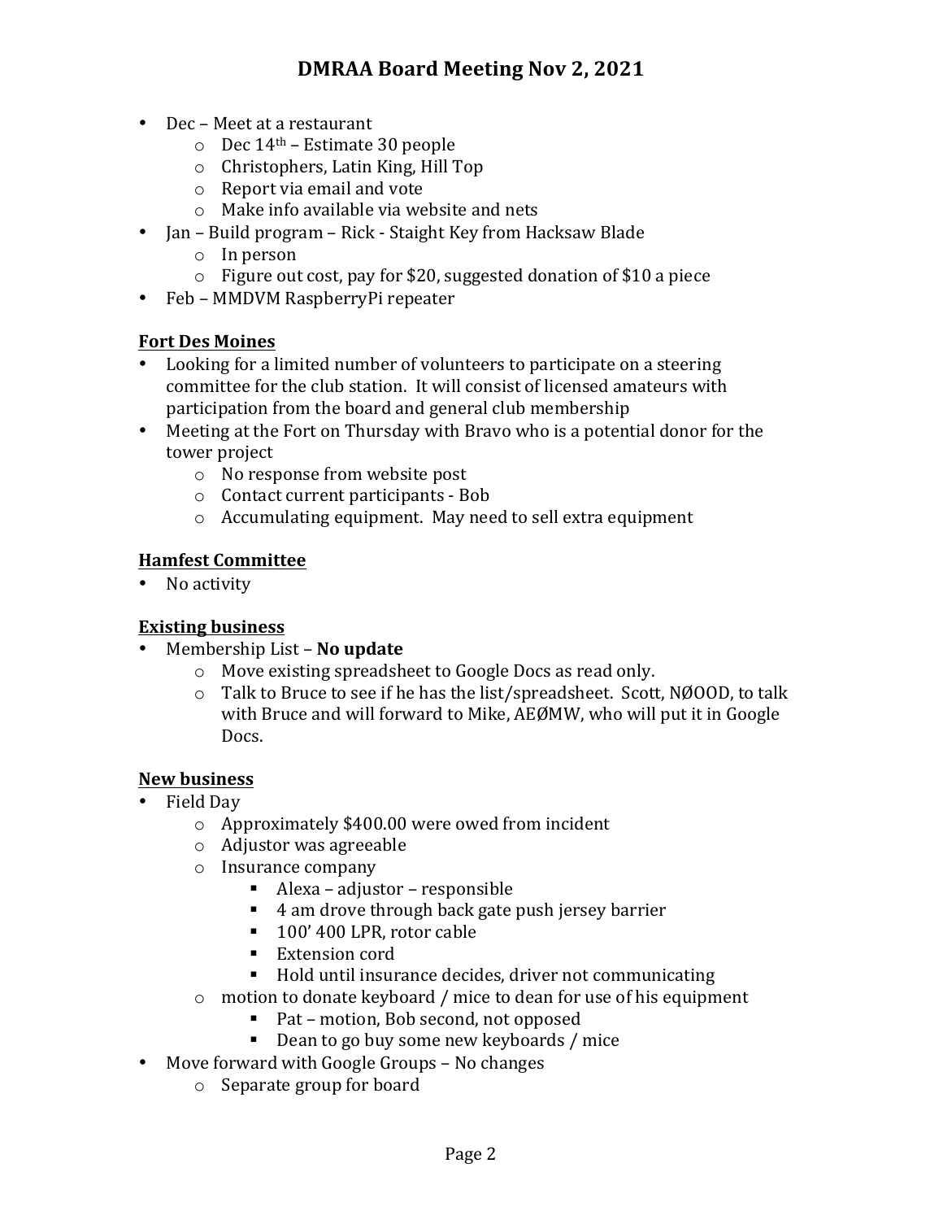- Dec – Meet at a restaurant
  - Dec 14th – Estimate 30 people
  - Christophers, Latin King, Hill Top
  - Report via email and vote
  - Make info available via website and nets
- Jan – Build program – Rick - Staight Key from Hacksaw Blade
  - In person
  - Figure out cost, pay for $20, suggested donation of $10 a piece
- Feb – MMDVM RaspberryPi repeater

**Fort Des Moines**

- Looking for a limited number of volunteers to participate on a steering committee for the club station. It will consist of licensed amateurs with participation from the board and general club membership
- Meeting at the Fort on Thursday with Bravo who is a potential donor for the tower project
  - No response from website post
  - Contact current participants - Bob
  - Accumulating equipment. May need to sell extra equipment

**Hamfest Committee**

- No activity

**Existing business**

- Membership List – **No update**
  - Move existing spreadsheet to Google Docs as read only.
  - Talk to Bruce to see if he has the list/spreadsheet. Scott, NØOOD, to talk with Bruce and will forward to Mike, AEØMW, who will put it in Google Docs.

**New business**

- Field Day
  - Approximately $400.00 were owed from incident
  - Adjustor was agreeable
  - Insurance company
    - Alexa – adjustor – responsible
    - 4 am drove through back gate push jersey barrier
    - 100' 400 LPR, rotor cable
    - Extension cord
    - Hold until insurance decides, driver not communicating
  - motion to donate keyboard / mice to dean for use of his equipment
    - Pat – motion, Bob second, not opposed
    - Dean to go buy some new keyboards / mice
- Move forward with Google Groups – No changes
  - Separate group for board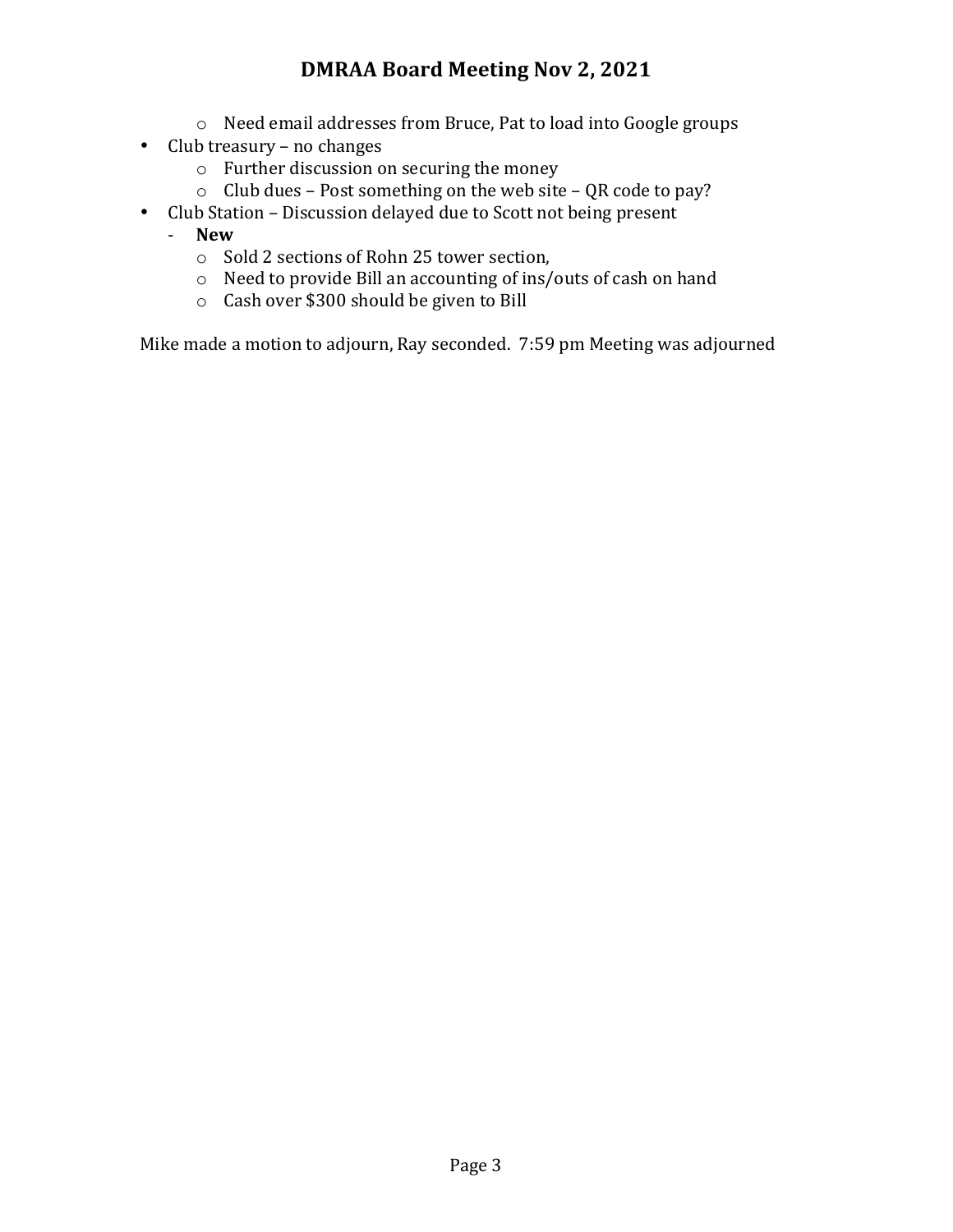- Need email addresses from Bruce, Pat to load into Google groups
- Club treasury – no changes
    - Further discussion on securing the money
    - Club dues – Post something on the web site – QR code to pay?
- Club Station – Discussion delayed due to Scott not being present
    - **New**
        - Sold 2 sections of Rohn 25 tower section,
        - Need to provide Bill an accounting of ins/outs of cash on hand
        - Cash over $300 should be given to Bill

Mike made a motion to adjourn, Ray seconded. 7:59 pm Meeting was adjourned